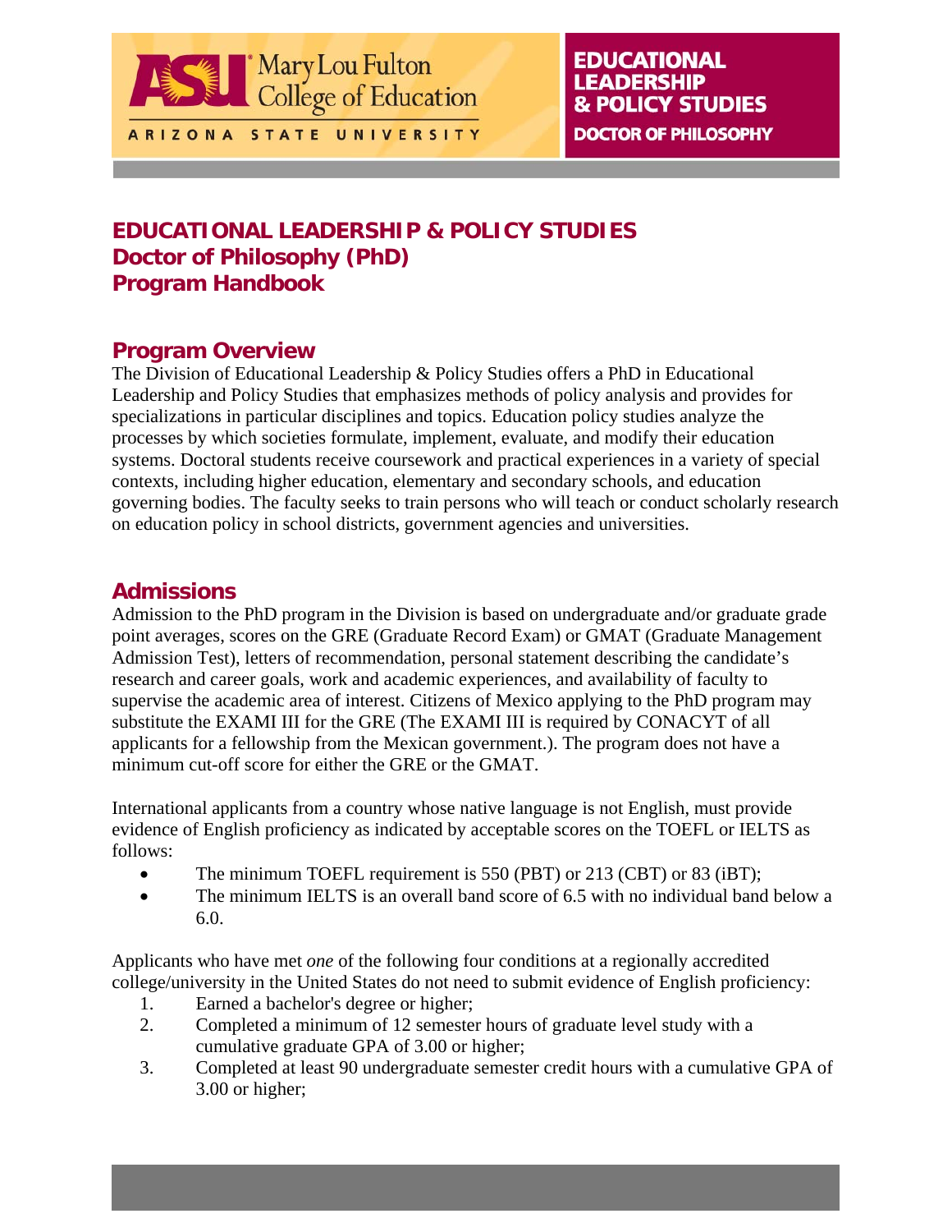# EDUCATIONAL LEADERSHIP & POLICY STUDIES
# Doctor of Philosophy (PhD)
# Program Handbook

## Program Overview

The Division of Educational Leadership & Policy Studies offers a PhD in Educational Leadership and Policy Studies that emphasizes methods of policy analysis and provides for specializations in particular disciplines and topics. Education policy studies analyze the processes by which societies formulate, implement, evaluate, and modify their education systems. Doctoral students receive coursework and practical experiences in a variety of special contexts, including higher education, elementary and secondary schools, and education governing bodies. The faculty seeks to train persons who will teach or conduct scholarly research on education policy in school districts, government agencies and universities.

## Admissions

Admission to the PhD program in the Division is based on undergraduate and/or graduate grade point averages, scores on the GRE (Graduate Record Exam) or GMAT (Graduate Management Admission Test), letters of recommendation, personal statement describing the candidate's research and career goals, work and academic experiences, and availability of faculty to supervise the academic area of interest. Citizens of Mexico applying to the PhD program may substitute the EXAMI III for the GRE (The EXAMI III is required by CONACYT of all applicants for a fellowship from the Mexican government.). The program does not have a minimum cut-off score for either the GRE or the GMAT.

International applicants from a country whose native language is not English, must provide evidence of English proficiency as indicated by acceptable scores on the TOEFL or IELTS as follows:

- The minimum TOEFL requirement is 550 (PBT) or 213 (CBT) or 83 (iBT);
- The minimum IELTS is an overall band score of 6.5 with no individual band below a 6.0.

Applicants who have met *one* of the following four conditions at a regionally accredited college/university in the United States do not need to submit evidence of English proficiency:

1. Earned a bachelor's degree or higher;
2. Completed a minimum of 12 semester hours of graduate level study with a cumulative graduate GPA of 3.00 or higher;
3. Completed at least 90 undergraduate semester credit hours with a cumulative GPA of 3.00 or higher;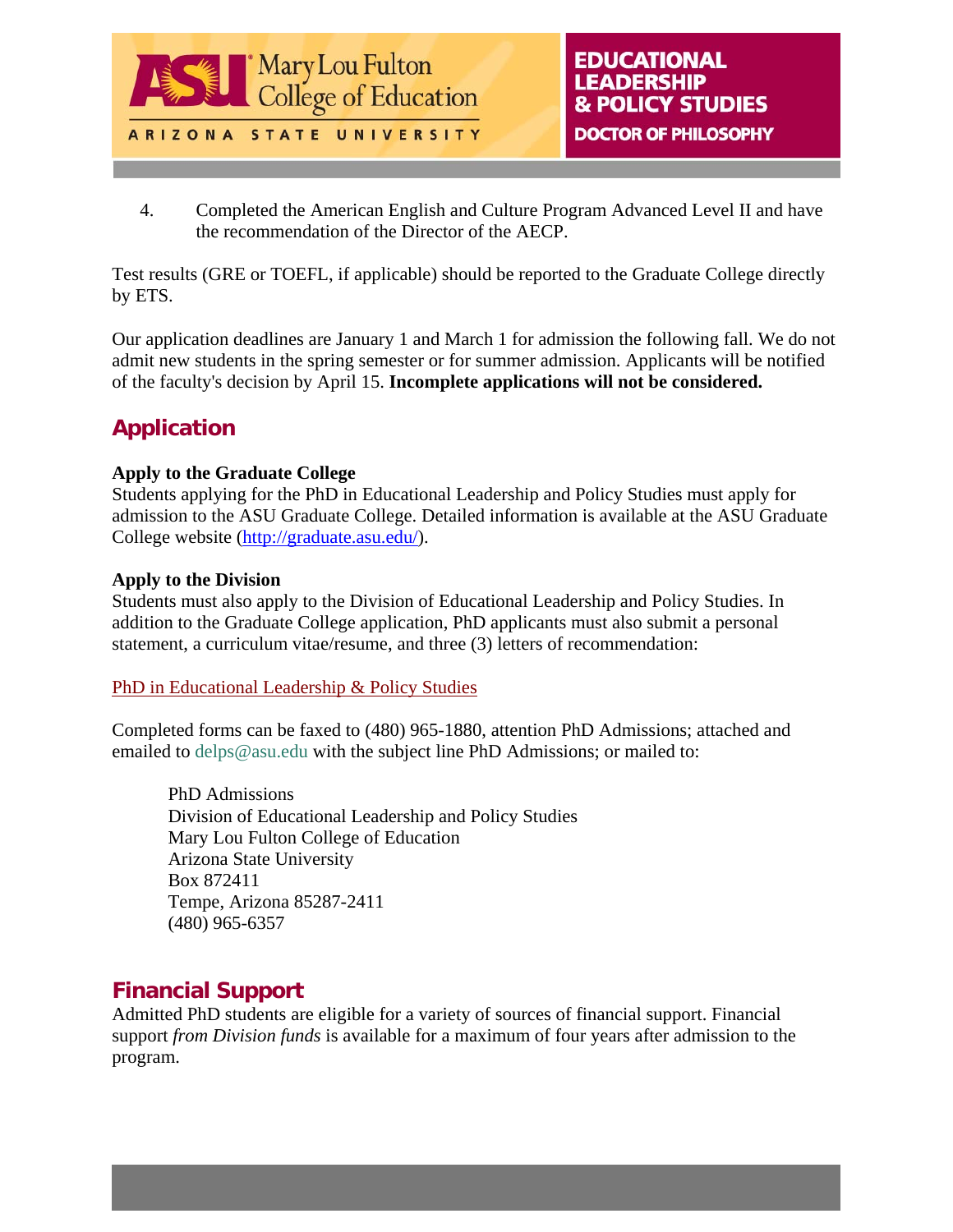4. Completed the American English and Culture Program Advanced Level II and have the recommendation of the Director of the AECP.

Test results (GRE or TOEFL, if applicable) should be reported to the Graduate College directly by ETS.

Our application deadlines are January 1 and March 1 for admission the following fall. We do not admit new students in the spring semester or for summer admission. Applicants will be notified of the faculty's decision by April 15. **Incomplete applications will not be considered.**

## Application

**Apply to the Graduate College**
Students applying for the PhD in Educational Leadership and Policy Studies must apply for admission to the ASU Graduate College. Detailed information is available at the ASU Graduate College website (http://graduate.asu.edu/).

**Apply to the Division**
Students must also apply to the Division of Educational Leadership and Policy Studies. In addition to the Graduate College application, PhD applicants must also submit a personal statement, a curriculum vitae/resume, and three (3) letters of recommendation:

PhD in Educational Leadership & Policy Studies

Completed forms can be faxed to (480) 965-1880, attention PhD Admissions; attached and emailed to delps@asu.edu with the subject line PhD Admissions; or mailed to:

PhD Admissions
Division of Educational Leadership and Policy Studies
Mary Lou Fulton College of Education
Arizona State University
Box 872411
Tempe, Arizona 85287-2411
(480) 965-6357

## Financial Support

Admitted PhD students are eligible for a variety of sources of financial support. Financial support *from Division funds* is available for a maximum of four years after admission to the program.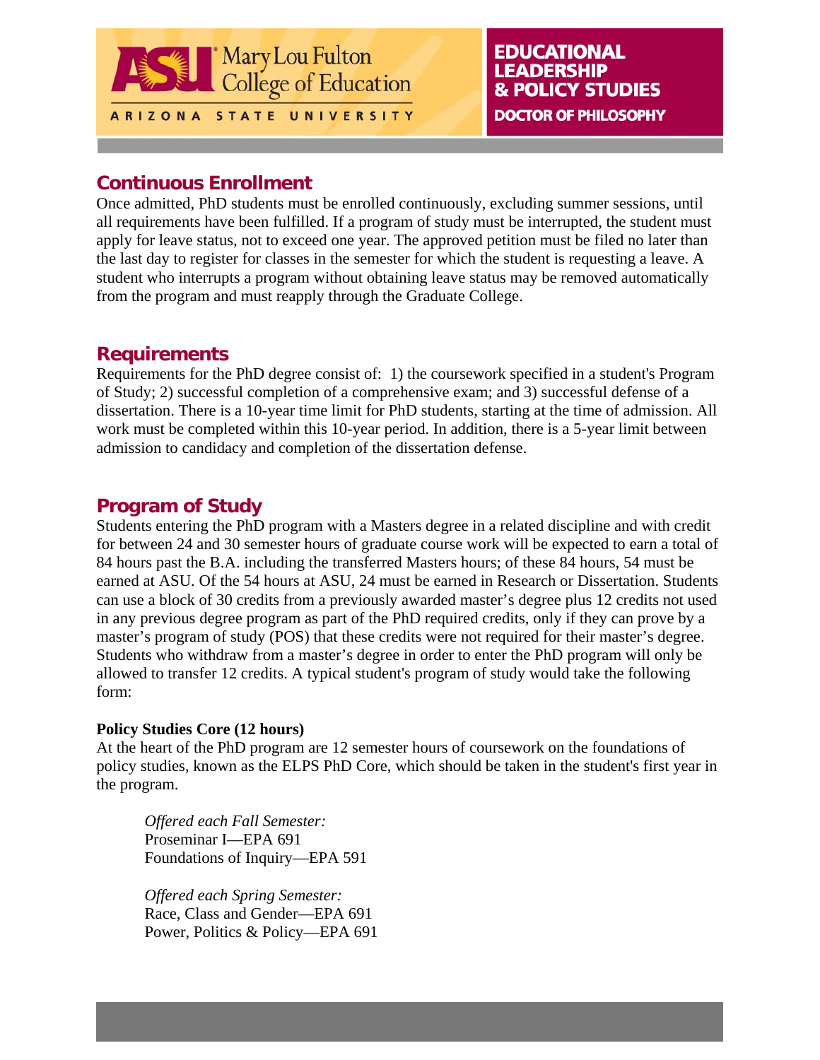## Continuous Enrollment

Once admitted, PhD students must be enrolled continuously, excluding summer sessions, until all requirements have been fulfilled. If a program of study must be interrupted, the student must apply for leave status, not to exceed one year. The approved petition must be filed no later than the last day to register for classes in the semester for which the student is requesting a leave. A student who interrupts a program without obtaining leave status may be removed automatically from the program and must reapply through the Graduate College.

## Requirements

Requirements for the PhD degree consist of: 1) the coursework specified in a student's Program of Study; 2) successful completion of a comprehensive exam; and 3) successful defense of a dissertation. There is a 10-year time limit for PhD students, starting at the time of admission. All work must be completed within this 10-year period. In addition, there is a 5-year limit between admission to candidacy and completion of the dissertation defense.

## Program of Study

Students entering the PhD program with a Masters degree in a related discipline and with credit for between 24 and 30 semester hours of graduate course work will be expected to earn a total of 84 hours past the B.A. including the transferred Masters hours; of these 84 hours, 54 must be earned at ASU. Of the 54 hours at ASU, 24 must be earned in Research or Dissertation. Students can use a block of 30 credits from a previously awarded master's degree plus 12 credits not used in any previous degree program as part of the PhD required credits, only if they can prove by a master's program of study (POS) that these credits were not required for their master's degree. Students who withdraw from a master's degree in order to enter the PhD program will only be allowed to transfer 12 credits. A typical student's program of study would take the following form:

**Policy Studies Core (12 hours)**

At the heart of the PhD program are 12 semester hours of coursework on the foundations of policy studies, known as the ELPS PhD Core, which should be taken in the student's first year in the program.

*Offered each Fall Semester:*
Proseminar I—EPA 691
Foundations of Inquiry—EPA 591

*Offered each Spring Semester:*
Race, Class and Gender—EPA 691
Power, Politics & Policy—EPA 691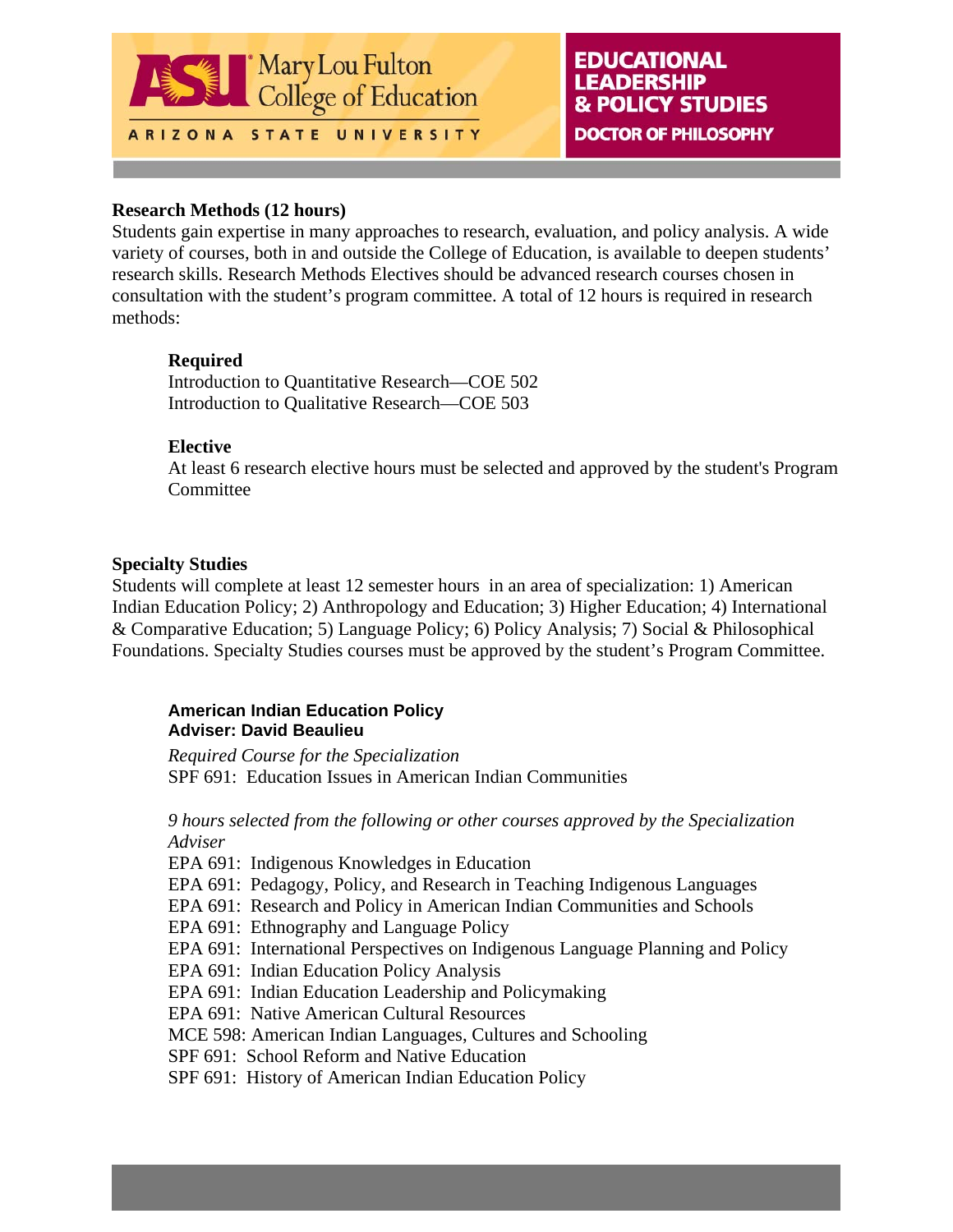## Research Methods (12 hours)

Students gain expertise in many approaches to research, evaluation, and policy analysis. A wide variety of courses, both in and outside the College of Education, is available to deepen students' research skills. Research Methods Electives should be advanced research courses chosen in consultation with the student's program committee. A total of 12 hours is required in research methods:

**Required**

Introduction to Quantitative Research—COE 502
Introduction to Qualitative Research—COE 503

**Elective**

At least 6 research elective hours must be selected and approved by the student's Program Committee

## Specialty Studies

Students will complete at least 12 semester hours in an area of specialization: 1) American Indian Education Policy; 2) Anthropology and Education; 3) Higher Education; 4) International & Comparative Education; 5) Language Policy; 6) Policy Analysis; 7) Social & Philosophical Foundations. Specialty Studies courses must be approved by the student's Program Committee.

### American Indian Education Policy
**Adviser: David Beaulieu**

*Required Course for the Specialization*
SPF 691: Education Issues in American Indian Communities

*9 hours selected from the following or other courses approved by the Specialization Adviser*

EPA 691: Indigenous Knowledges in Education
EPA 691: Pedagogy, Policy, and Research in Teaching Indigenous Languages
EPA 691: Research and Policy in American Indian Communities and Schools
EPA 691: Ethnography and Language Policy
EPA 691: International Perspectives on Indigenous Language Planning and Policy
EPA 691: Indian Education Policy Analysis
EPA 691: Indian Education Leadership and Policymaking
EPA 691: Native American Cultural Resources
MCE 598: American Indian Languages, Cultures and Schooling
SPF 691: School Reform and Native Education
SPF 691: History of American Indian Education Policy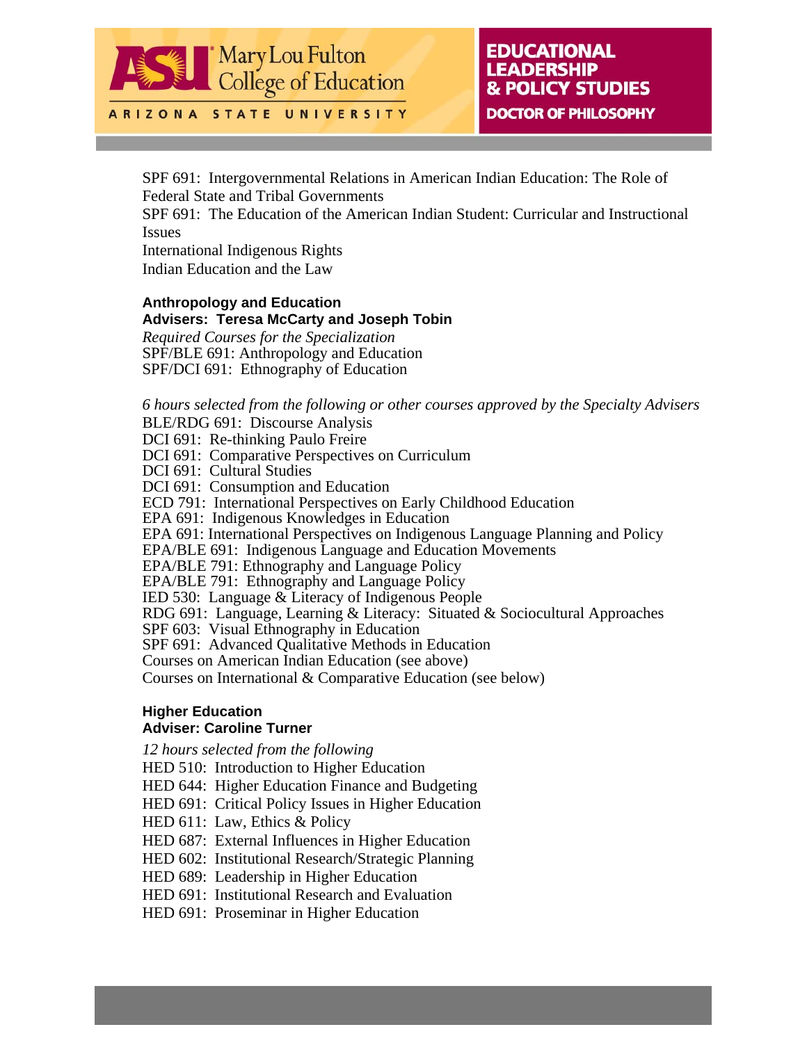SPF 691: Intergovernmental Relations in American Indian Education: The Role of Federal State and Tribal Governments
SPF 691: The Education of the American Indian Student: Curricular and Instructional Issues
International Indigenous Rights
Indian Education and the Law

**Anthropology and Education**
**Advisers: Teresa McCarty and Joseph Tobin**

*Required Courses for the Specialization*
SPF/BLE 691: Anthropology and Education
SPF/DCI 691: Ethnography of Education

*6 hours selected from the following or other courses approved by the Specialty Advisers*
BLE/RDG 691: Discourse Analysis
DCI 691: Re-thinking Paulo Freire
DCI 691: Comparative Perspectives on Curriculum
DCI 691: Cultural Studies
DCI 691: Consumption and Education
ECD 791: International Perspectives on Early Childhood Education
EPA 691: Indigenous Knowledges in Education
EPA 691: International Perspectives on Indigenous Language Planning and Policy
EPA/BLE 691: Indigenous Language and Education Movements
EPA/BLE 791: Ethnography and Language Policy
EPA/BLE 791: Ethnography and Language Policy
IED 530: Language & Literacy of Indigenous People
RDG 691: Language, Learning & Literacy: Situated & Sociocultural Approaches
SPF 603: Visual Ethnography in Education
SPF 691: Advanced Qualitative Methods in Education
Courses on American Indian Education (see above)
Courses on International & Comparative Education (see below)

**Higher Education**
**Adviser: Caroline Turner**

*12 hours selected from the following*
HED 510: Introduction to Higher Education
HED 644: Higher Education Finance and Budgeting
HED 691: Critical Policy Issues in Higher Education
HED 611: Law, Ethics & Policy
HED 687: External Influences in Higher Education
HED 602: Institutional Research/Strategic Planning
HED 689: Leadership in Higher Education
HED 691: Institutional Research and Evaluation
HED 691: Proseminar in Higher Education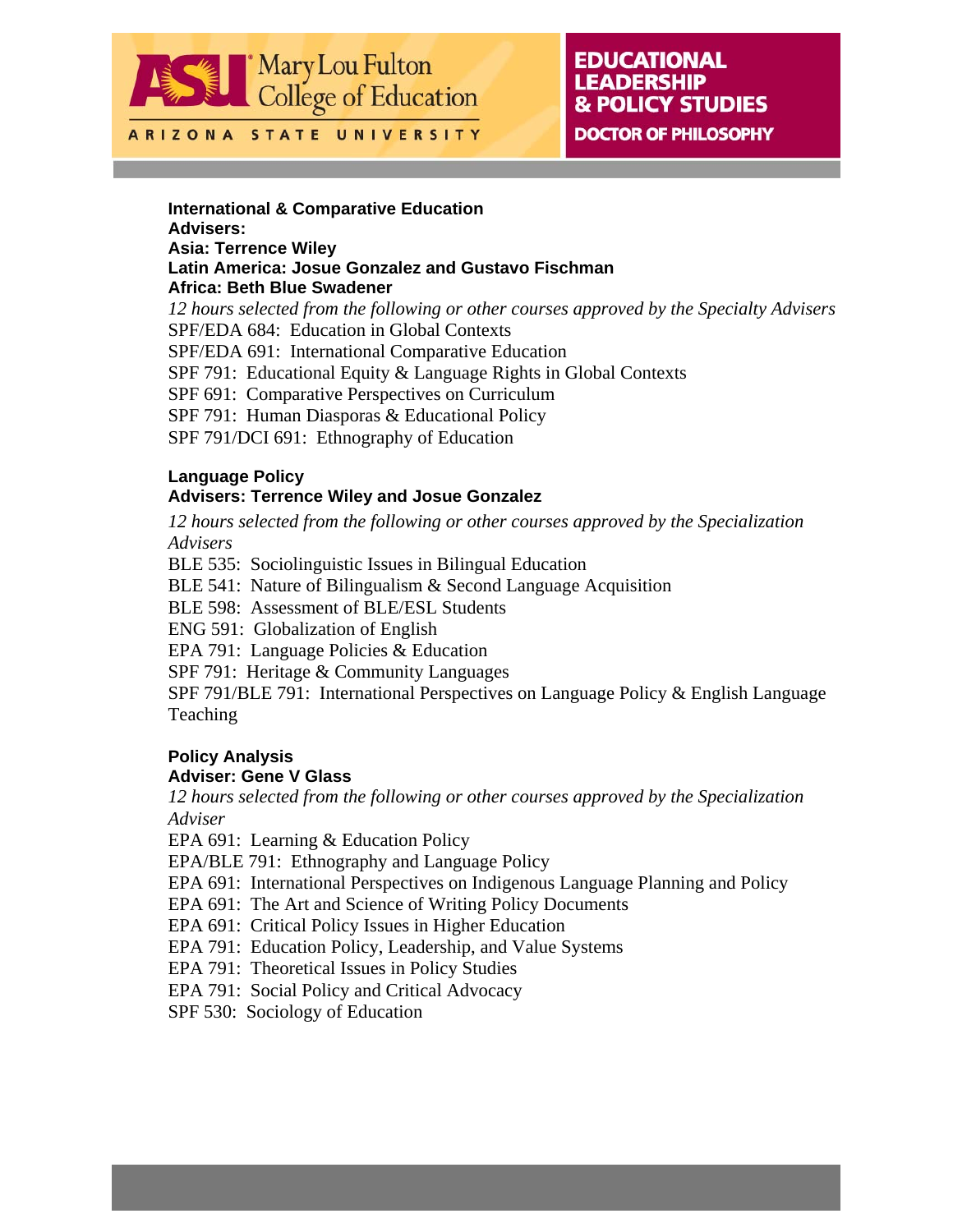### International & Comparative Education

**Advisers:**
**Asia: Terrence Wiley**
**Latin America: Josue Gonzalez and Gustavo Fischman**
**Africa: Beth Blue Swadener**

*12 hours selected from the following or other courses approved by the Specialty Advisers*

SPF/EDA 684: Education in Global Contexts
SPF/EDA 691: International Comparative Education
SPF 791: Educational Equity & Language Rights in Global Contexts
SPF 691: Comparative Perspectives on Curriculum
SPF 791: Human Diasporas & Educational Policy
SPF 791/DCI 691: Ethnography of Education

### Language Policy

**Advisers: Terrence Wiley and Josue Gonzalez**

*12 hours selected from the following or other courses approved by the Specialization Advisers*

BLE 535: Sociolinguistic Issues in Bilingual Education
BLE 541: Nature of Bilingualism & Second Language Acquisition
BLE 598: Assessment of BLE/ESL Students
ENG 591: Globalization of English
EPA 791: Language Policies & Education
SPF 791: Heritage & Community Languages
SPF 791/BLE 791: International Perspectives on Language Policy & English Language Teaching

### Policy Analysis

**Adviser: Gene V Glass**

*12 hours selected from the following or other courses approved by the Specialization Adviser*

EPA 691: Learning & Education Policy
EPA/BLE 791: Ethnography and Language Policy
EPA 691: International Perspectives on Indigenous Language Planning and Policy
EPA 691: The Art and Science of Writing Policy Documents
EPA 691: Critical Policy Issues in Higher Education
EPA 791: Education Policy, Leadership, and Value Systems
EPA 791: Theoretical Issues in Policy Studies
EPA 791: Social Policy and Critical Advocacy
SPF 530: Sociology of Education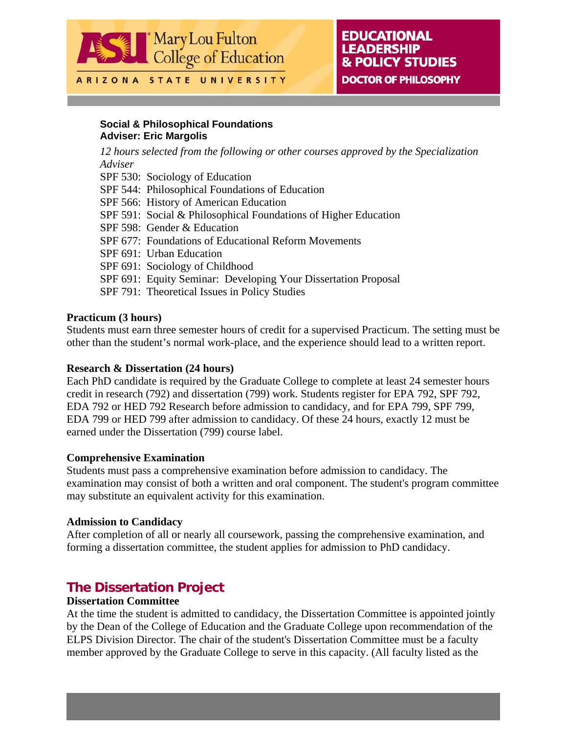**Social & Philosophical Foundations**
**Adviser: Eric Margolis**

*12 hours selected from the following or other courses approved by the Specialization Adviser*

SPF 530: Sociology of Education
SPF 544: Philosophical Foundations of Education
SPF 566: History of American Education
SPF 591: Social & Philosophical Foundations of Higher Education
SPF 598: Gender & Education
SPF 677: Foundations of Educational Reform Movements
SPF 691: Urban Education
SPF 691: Sociology of Childhood
SPF 691: Equity Seminar: Developing Your Dissertation Proposal
SPF 791: Theoretical Issues in Policy Studies

**Practicum (3 hours)**
Students must earn three semester hours of credit for a supervised Practicum. The setting must be other than the student's normal work-place, and the experience should lead to a written report.

**Research & Dissertation (24 hours)**
Each PhD candidate is required by the Graduate College to complete at least 24 semester hours credit in research (792) and dissertation (799) work. Students register for EPA 792, SPF 792, EDA 792 or HED 792 Research before admission to candidacy, and for EPA 799, SPF 799, EDA 799 or HED 799 after admission to candidacy. Of these 24 hours, exactly 12 must be earned under the Dissertation (799) course label.

**Comprehensive Examination**
Students must pass a comprehensive examination before admission to candidacy. The examination may consist of both a written and oral component. The student's program committee may substitute an equivalent activity for this examination.

**Admission to Candidacy**
After completion of all or nearly all coursework, passing the comprehensive examination, and forming a dissertation committee, the student applies for admission to PhD candidacy.

## The Dissertation Project

**Dissertation Committee**
At the time the student is admitted to candidacy, the Dissertation Committee is appointed jointly by the Dean of the College of Education and the Graduate College upon recommendation of the ELPS Division Director. The chair of the student's Dissertation Committee must be a faculty member approved by the Graduate College to serve in this capacity. (All faculty listed as the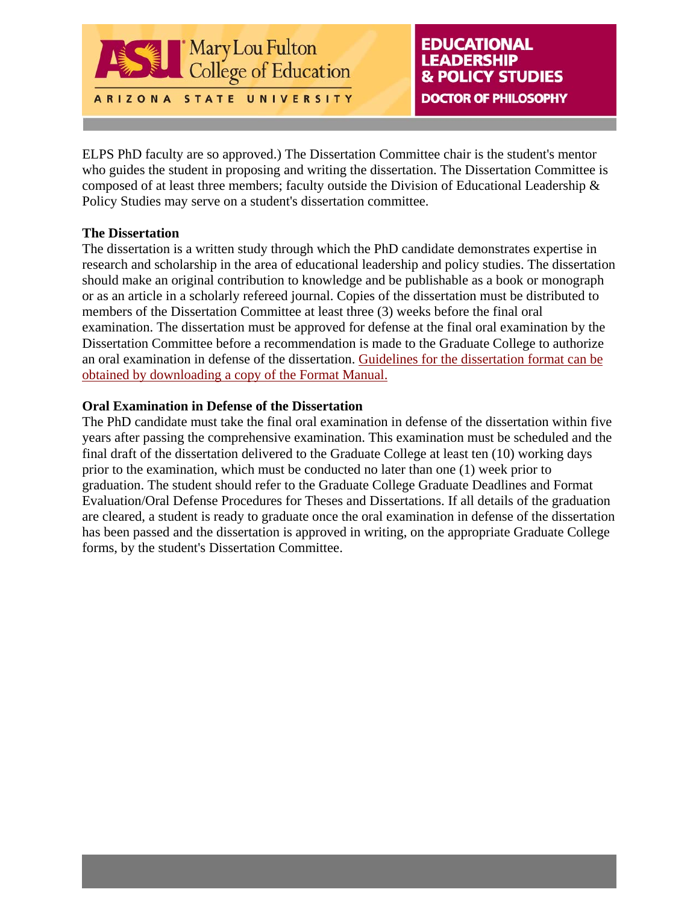ELPS PhD faculty are so approved.) The Dissertation Committee chair is the student's mentor who guides the student in proposing and writing the dissertation. The Dissertation Committee is composed of at least three members; faculty outside the Division of Educational Leadership & Policy Studies may serve on a student's dissertation committee.

**The Dissertation**

The dissertation is a written study through which the PhD candidate demonstrates expertise in research and scholarship in the area of educational leadership and policy studies. The dissertation should make an original contribution to knowledge and be publishable as a book or monograph or as an article in a scholarly refereed journal. Copies of the dissertation must be distributed to members of the Dissertation Committee at least three (3) weeks before the final oral examination. The dissertation must be approved for defense at the final oral examination by the Dissertation Committee before a recommendation is made to the Graduate College to authorize an oral examination in defense of the dissertation. Guidelines for the dissertation format can be obtained by downloading a copy of the Format Manual.

**Oral Examination in Defense of the Dissertation**

The PhD candidate must take the final oral examination in defense of the dissertation within five years after passing the comprehensive examination. This examination must be scheduled and the final draft of the dissertation delivered to the Graduate College at least ten (10) working days prior to the examination, which must be conducted no later than one (1) week prior to graduation. The student should refer to the Graduate College Graduate Deadlines and Format Evaluation/Oral Defense Procedures for Theses and Dissertations. If all details of the graduation are cleared, a student is ready to graduate once the oral examination in defense of the dissertation has been passed and the dissertation is approved in writing, on the appropriate Graduate College forms, by the student's Dissertation Committee.